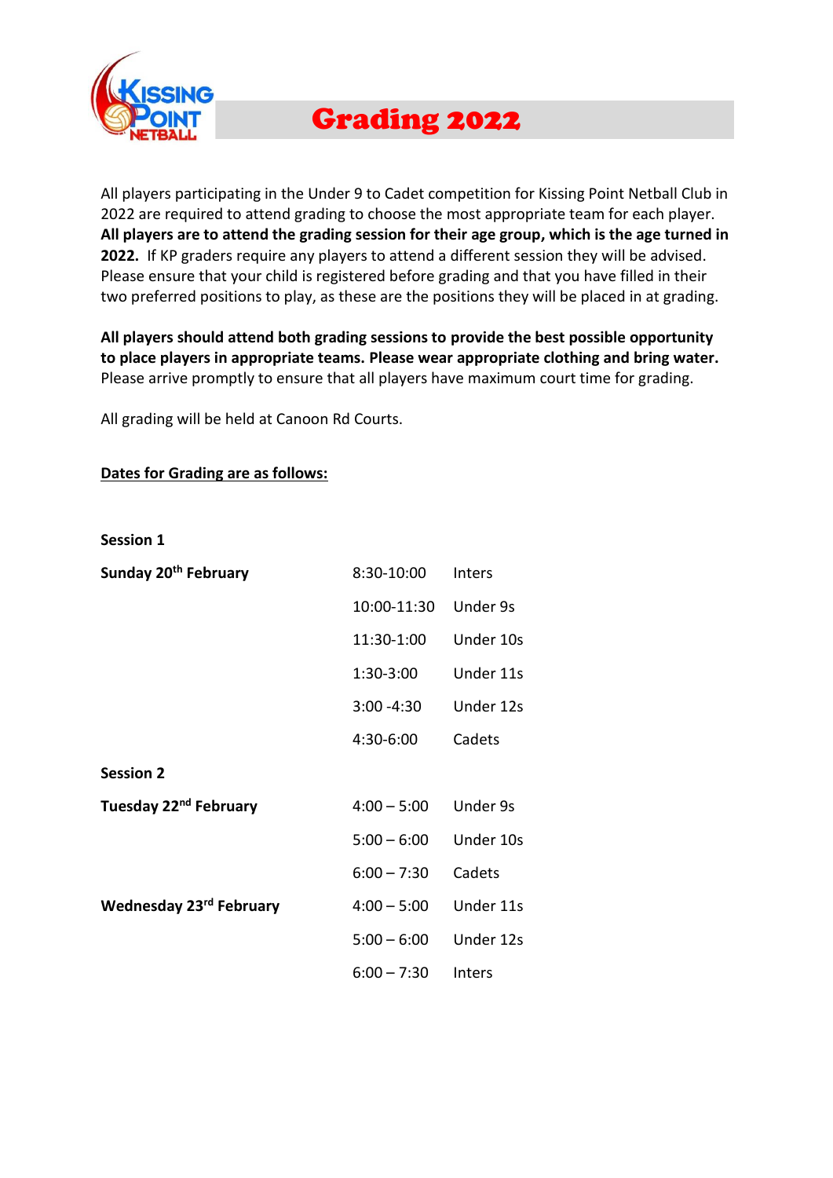# Grading 2022

All players participating in the Under 9 to Cadet competition for Kissing Point Netball Club in 2022 are required to attend grading to choose the most appropriate team for each player. **All players are to attend the grading session for their age group, which is the age turned in 2022.** If KP graders require any players to attend a different session they will be advised. Please ensure that your child is registered before grading and that you have filled in their two preferred positions to play, as these are the positions they will be placed in at grading.

**All players should attend both grading sessions to provide the best possible opportunity to place players in appropriate teams. Please wear appropriate clothing and bring water.** Please arrive promptly to ensure that all players have maximum court time for grading.

All grading will be held at Canoon Rd Courts.

**<u>Dates for Grading are as follows:</u>**

| | | |
|---|---|---|
| **Session 1** | | |
| **Sunday 20th February** | 8:30-10:00 | Inters |
| | 10:00-11:30 | Under 9s |
| | 11:30-1:00 | Under 10s |
| | 1:30-3:00 | Under 11s |
| | 3:00 -4:30 | Under 12s |
| | 4:30-6:00 | Cadets |
| **Session 2** | | |
| **Tuesday 22nd February** | 4:00 – 5:00 | Under 9s |
| | 5:00 – 6:00 | Under 10s |
| | 6:00 – 7:30 | Cadets |
| **Wednesday 23rd February** | 4:00 – 5:00 | Under 11s |
| | 5:00 – 6:00 | Under 12s |
| | 6:00 – 7:30 | Inters |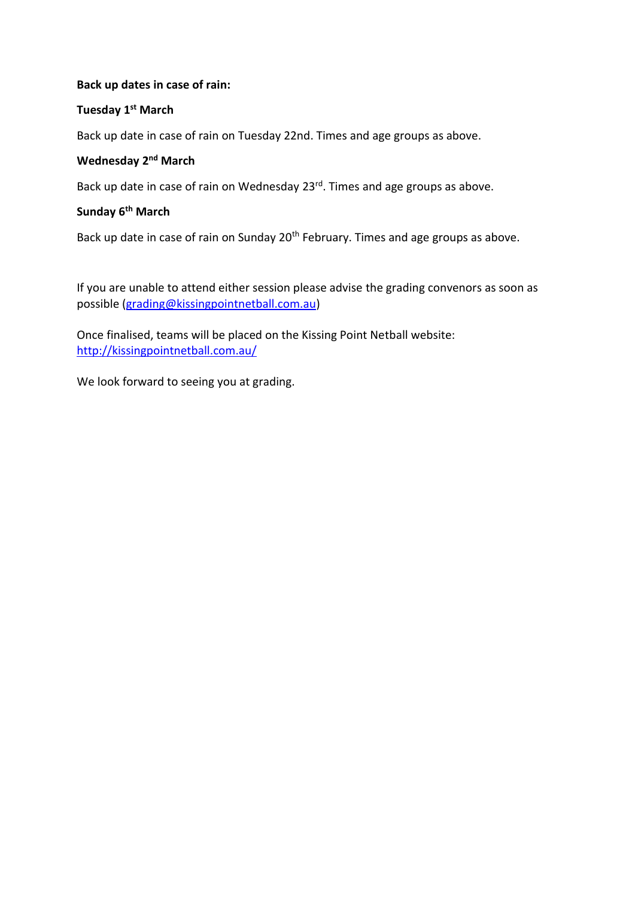**Back up dates in case of rain:**

**Tuesday 1st March**

Back up date in case of rain on Tuesday 22nd. Times and age groups as above.

**Wednesday 2nd March**

Back up date in case of rain on Wednesday 23rd. Times and age groups as above.

**Sunday 6th March**

Back up date in case of rain on Sunday 20th February. Times and age groups as above.

If you are unable to attend either session please advise the grading convenors as soon as possible (grading@kissingpointnetball.com.au)

Once finalised, teams will be placed on the Kissing Point Netball website: http://kissingpointnetball.com.au/

We look forward to seeing you at grading.